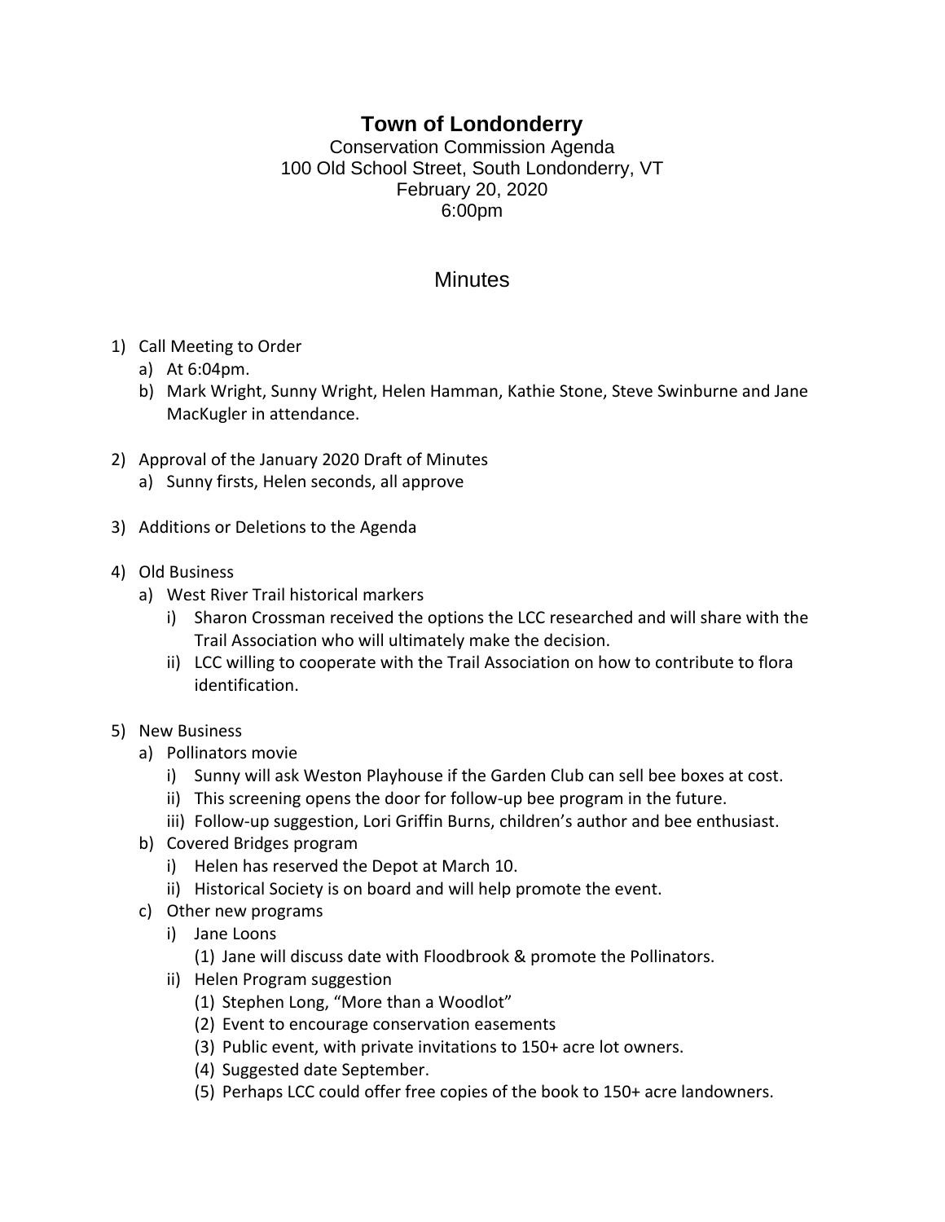# Town of Londonderry

Conservation Commission Agenda
100 Old School Street, South Londonderry, VT
February 20, 2020
6:00pm

## Minutes

1) Call Meeting to Order
   a) At 6:04pm.
   b) Mark Wright, Sunny Wright, Helen Hamman, Kathie Stone, Steve Swinburne and Jane MacKugler in attendance.

2) Approval of the January 2020 Draft of Minutes
   a) Sunny firsts, Helen seconds, all approve

3) Additions or Deletions to the Agenda

4) Old Business
   a) West River Trail historical markers
      i) Sharon Crossman received the options the LCC researched and will share with the Trail Association who will ultimately make the decision.
      ii) LCC willing to cooperate with the Trail Association on how to contribute to flora identification.

5) New Business
   a) Pollinators movie
      i) Sunny will ask Weston Playhouse if the Garden Club can sell bee boxes at cost.
      ii) This screening opens the door for follow-up bee program in the future.
      iii) Follow-up suggestion, Lori Griffin Burns, children's author and bee enthusiast.
   b) Covered Bridges program
      i) Helen has reserved the Depot at March 10.
      ii) Historical Society is on board and will help promote the event.
   c) Other new programs
      i) Jane Loons
         (1) Jane will discuss date with Floodbrook & promote the Pollinators.
      ii) Helen Program suggestion
         (1) Stephen Long, "More than a Woodlot"
         (2) Event to encourage conservation easements
         (3) Public event, with private invitations to 150+ acre lot owners.
         (4) Suggested date September.
         (5) Perhaps LCC could offer free copies of the book to 150+ acre landowners.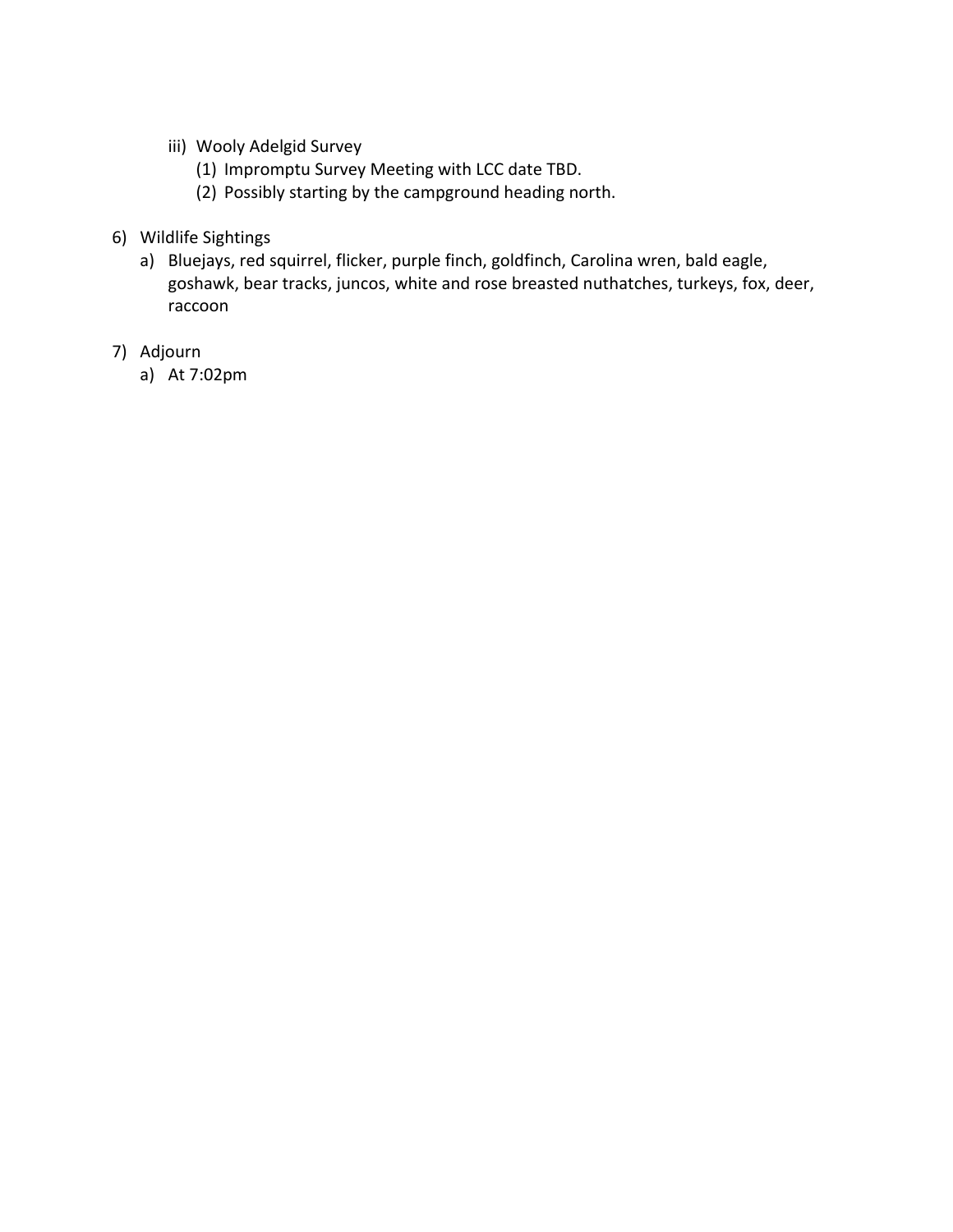iii) Wooly Adelgid Survey
   (1) Impromptu Survey Meeting with LCC date TBD.
   (2) Possibly starting by the campground heading north.

6) Wildlife Sightings
   a) Bluejays, red squirrel, flicker, purple finch, goldfinch, Carolina wren, bald eagle, goshawk, bear tracks, juncos, white and rose breasted nuthatches, turkeys, fox, deer, raccoon

7) Adjourn
   a) At 7:02pm